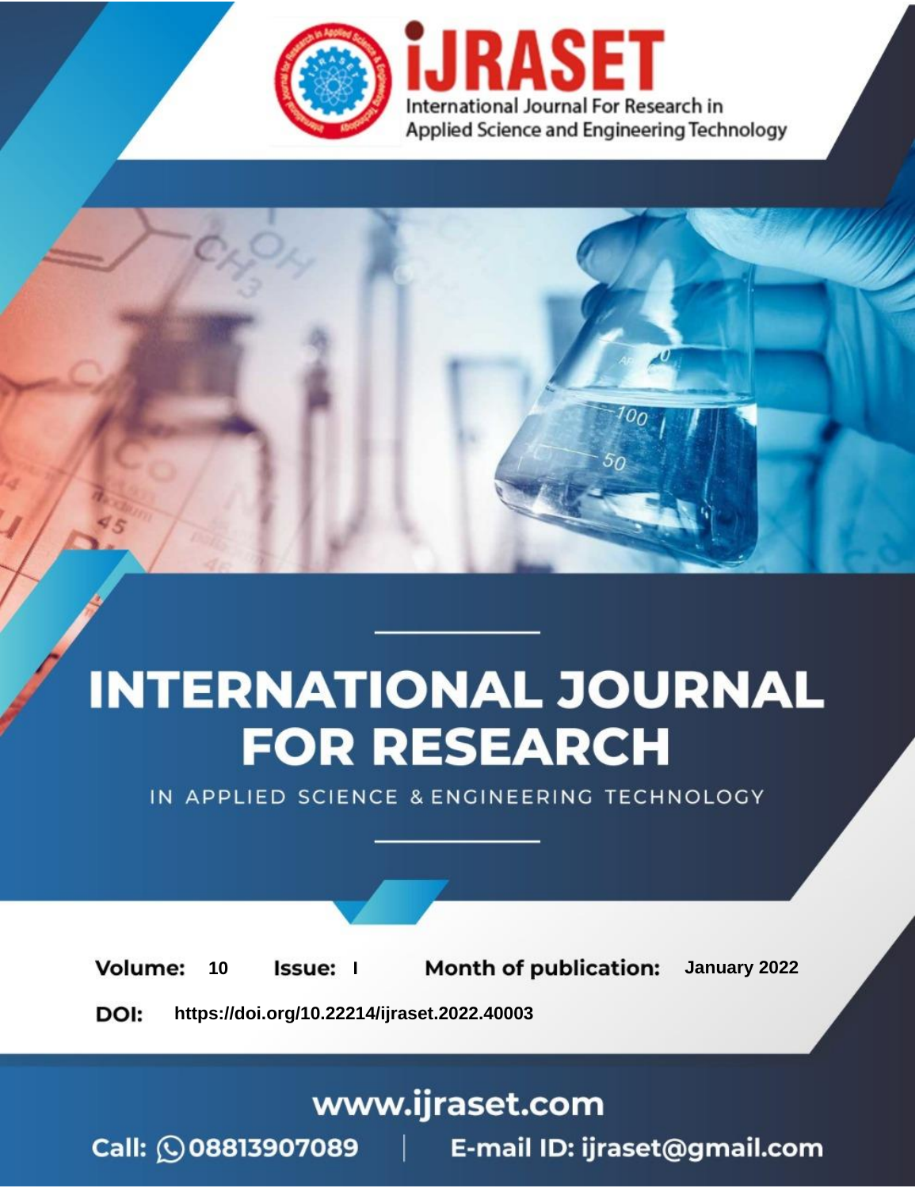iJRASET

International Journal For Research in Applied Science and Engineering Technology

# INTERNATIONAL JOURNAL FOR RESEARCH

IN APPLIED SCIENCE & ENGINEERING TECHNOLOGY

**Volume:** 10 **Issue:** I **Month of publication:** January 2022

**DOI:** https://doi.org/10.22214/ijraset.2022.40003

www.ijraset.com

Call: 08813907089 | E-mail ID: ijraset@gmail.com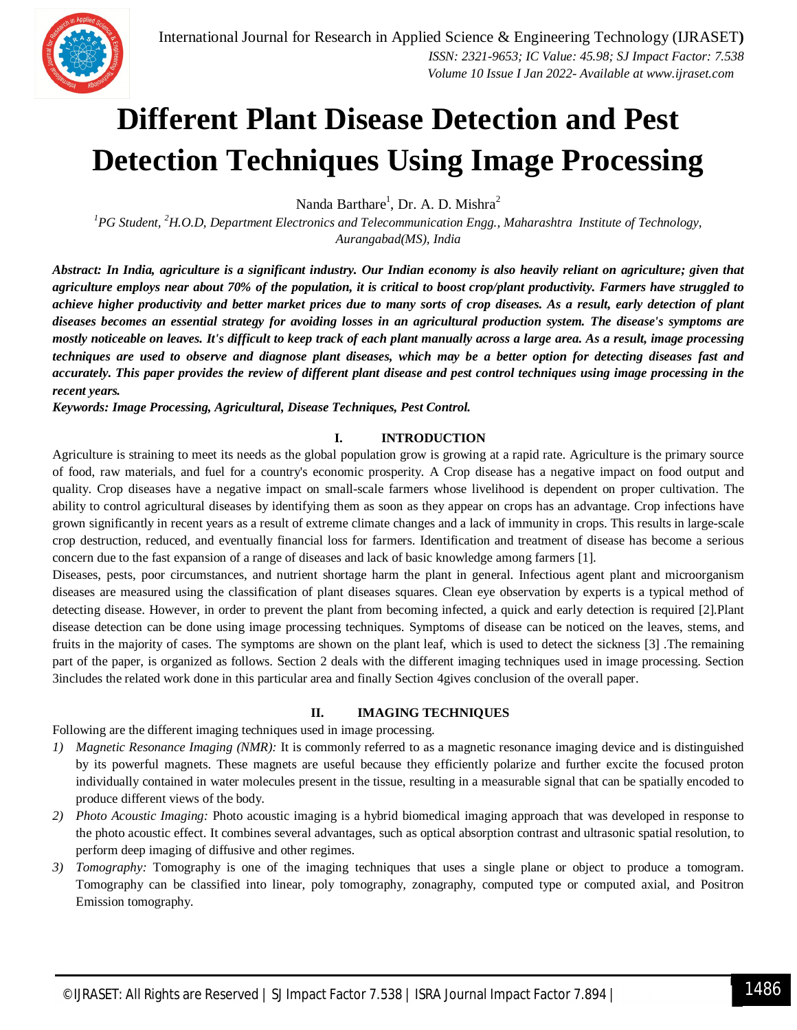# Different Plant Disease Detection and Pest Detection Techniques Using Image Processing

Nanda Barthare[1], Dr. A. D. Mishra[2]

*[1]PG Student, [2]H.O.D, Department Electronics and Telecommunication Engg., Maharashtra Institute of Technology, Aurangabad(MS), India*

***Abstract:** In India, agriculture is a significant industry. Our Indian economy is also heavily reliant on agriculture; given that agriculture employs near about 70% of the population, it is critical to boost crop/plant productivity. Farmers have struggled to achieve higher productivity and better market prices due to many sorts of crop diseases. As a result, early detection of plant diseases becomes an essential strategy for avoiding losses in an agricultural production system. The disease's symptoms are mostly noticeable on leaves. It's difficult to keep track of each plant manually across a large area. As a result, image processing techniques are used to observe and diagnose plant diseases, which may be a better option for detecting diseases fast and accurately. This paper provides the review of different plant disease and pest control techniques using image processing in the recent years.*

***Keywords:** Image Processing, Agricultural, Disease Techniques, Pest Control.*

## I. INTRODUCTION

Agriculture is straining to meet its needs as the global population grow is growing at a rapid rate. Agriculture is the primary source of food, raw materials, and fuel for a country's economic prosperity. A Crop disease has a negative impact on food output and quality. Crop diseases have a negative impact on small-scale farmers whose livelihood is dependent on proper cultivation. The ability to control agricultural diseases by identifying them as soon as they appear on crops has an advantage. Crop infections have grown significantly in recent years as a result of extreme climate changes and a lack of immunity in crops. This results in large-scale crop destruction, reduced, and eventually financial loss for farmers. Identification and treatment of disease has become a serious concern due to the fast expansion of a range of diseases and lack of basic knowledge among farmers [1].

Diseases, pests, poor circumstances, and nutrient shortage harm the plant in general. Infectious agent plant and microorganism diseases are measured using the classification of plant diseases squares. Clean eye observation by experts is a typical method of detecting disease. However, in order to prevent the plant from becoming infected, a quick and early detection is required [2].Plant disease detection can be done using image processing techniques. Symptoms of disease can be noticed on the leaves, stems, and fruits in the majority of cases. The symptoms are shown on the plant leaf, which is used to detect the sickness [3] .The remaining part of the paper, is organized as follows. Section 2 deals with the different imaging techniques used in image processing. Section 3includes the related work done in this particular area and finally Section 4gives conclusion of the overall paper.

## II. IMAGING TECHNIQUES

Following are the different imaging techniques used in image processing.

1) *Magnetic Resonance Imaging (NMR):* It is commonly referred to as a magnetic resonance imaging device and is distinguished by its powerful magnets. These magnets are useful because they efficiently polarize and further excite the focused proton individually contained in water molecules present in the tissue, resulting in a measurable signal that can be spatially encoded to produce different views of the body.
2) *Photo Acoustic Imaging:* Photo acoustic imaging is a hybrid biomedical imaging approach that was developed in response to the photo acoustic effect. It combines several advantages, such as optical absorption contrast and ultrasonic spatial resolution, to perform deep imaging of diffusive and other regimes.
3) *Tomography:* Tomography is one of the imaging techniques that uses a single plane or object to produce a tomogram. Tomography can be classified into linear, poly tomography, zonagraphy, computed type or computed axial, and Positron Emission tomography.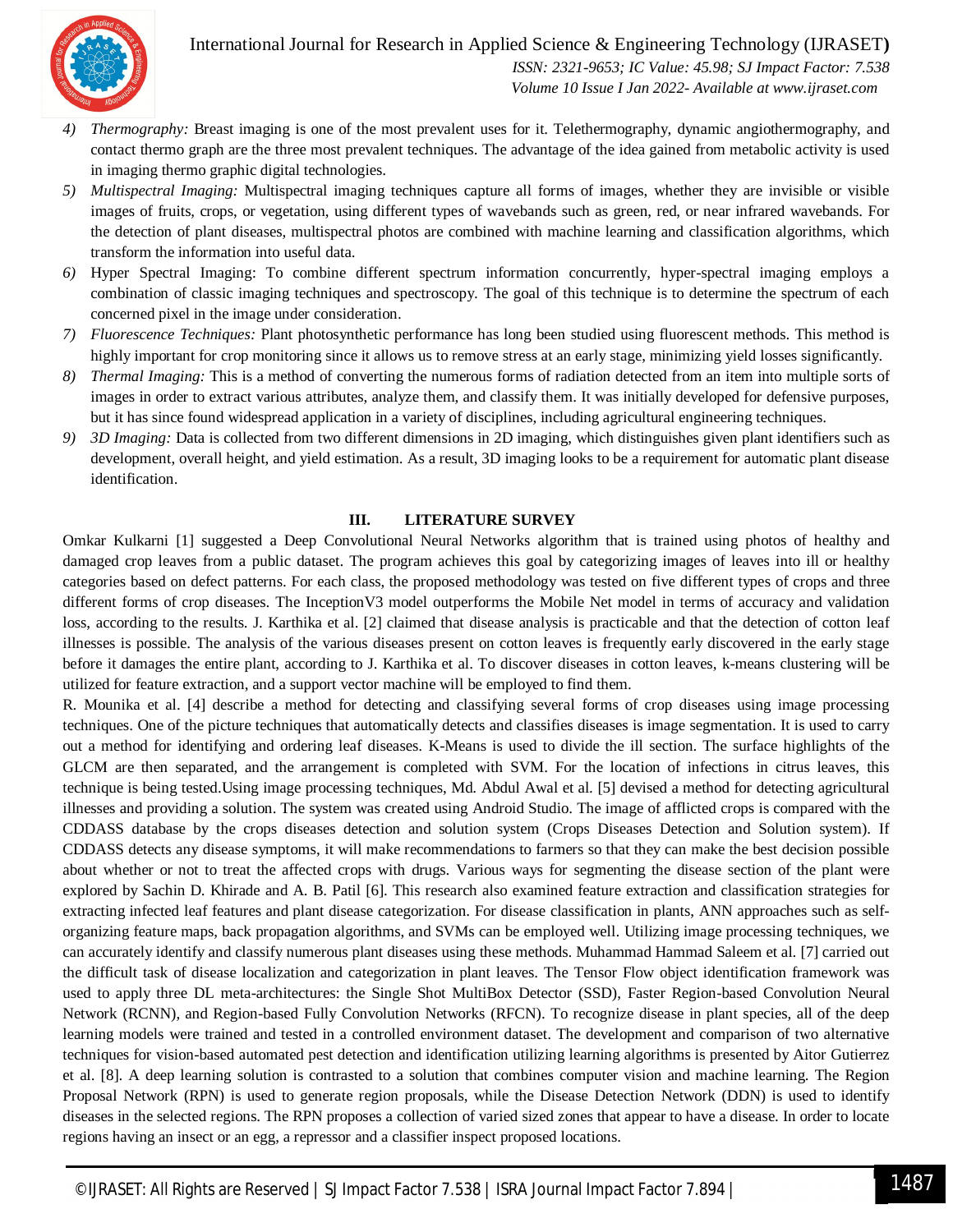4) *Thermography:* Breast imaging is one of the most prevalent uses for it. Telethermography, dynamic angiothermography, and contact thermo graph are the three most prevalent techniques. The advantage of the idea gained from metabolic activity is used in imaging thermo graphic digital technologies.
5) *Multispectral Imaging:* Multispectral imaging techniques capture all forms of images, whether they are invisible or visible images of fruits, crops, or vegetation, using different types of wavebands such as green, red, or near infrared wavebands. For the detection of plant diseases, multispectral photos are combined with machine learning and classification algorithms, which transform the information into useful data.
6) Hyper Spectral Imaging: To combine different spectrum information concurrently, hyper-spectral imaging employs a combination of classic imaging techniques and spectroscopy. The goal of this technique is to determine the spectrum of each concerned pixel in the image under consideration.
7) *Fluorescence Techniques:* Plant photosynthetic performance has long been studied using fluorescent methods. This method is highly important for crop monitoring since it allows us to remove stress at an early stage, minimizing yield losses significantly.
8) *Thermal Imaging:* This is a method of converting the numerous forms of radiation detected from an item into multiple sorts of images in order to extract various attributes, analyze them, and classify them. It was initially developed for defensive purposes, but it has since found widespread application in a variety of disciplines, including agricultural engineering techniques.
9) *3D Imaging:* Data is collected from two different dimensions in 2D imaging, which distinguishes given plant identifiers such as development, overall height, and yield estimation. As a result, 3D imaging looks to be a requirement for automatic plant disease identification.

## III. LITERATURE SURVEY

Omkar Kulkarni [1] suggested a Deep Convolutional Neural Networks algorithm that is trained using photos of healthy and damaged crop leaves from a public dataset. The program achieves this goal by categorizing images of leaves into ill or healthy categories based on defect patterns. For each class, the proposed methodology was tested on five different types of crops and three different forms of crop diseases. The InceptionV3 model outperforms the Mobile Net model in terms of accuracy and validation loss, according to the results. J. Karthika et al. [2] claimed that disease analysis is practicable and that the detection of cotton leaf illnesses is possible. The analysis of the various diseases present on cotton leaves is frequently early discovered in the early stage before it damages the entire plant, according to J. Karthika et al. To discover diseases in cotton leaves, k-means clustering will be utilized for feature extraction, and a support vector machine will be employed to find them.

R. Mounika et al. [4] describe a method for detecting and classifying several forms of crop diseases using image processing techniques. One of the picture techniques that automatically detects and classifies diseases is image segmentation. It is used to carry out a method for identifying and ordering leaf diseases. K-Means is used to divide the ill section. The surface highlights of the GLCM are then separated, and the arrangement is completed with SVM. For the location of infections in citrus leaves, this technique is being tested.Using image processing techniques, Md. Abdul Awal et al. [5] devised a method for detecting agricultural illnesses and providing a solution. The system was created using Android Studio. The image of afflicted crops is compared with the CDDASS database by the crops diseases detection and solution system (Crops Diseases Detection and Solution system). If CDDASS detects any disease symptoms, it will make recommendations to farmers so that they can make the best decision possible about whether or not to treat the affected crops with drugs. Various ways for segmenting the disease section of the plant were explored by Sachin D. Khirade and A. B. Patil [6]. This research also examined feature extraction and classification strategies for extracting infected leaf features and plant disease categorization. For disease classification in plants, ANN approaches such as self-organizing feature maps, back propagation algorithms, and SVMs can be employed well. Utilizing image processing techniques, we can accurately identify and classify numerous plant diseases using these methods. Muhammad Hammad Saleem et al. [7] carried out the difficult task of disease localization and categorization in plant leaves. The Tensor Flow object identification framework was used to apply three DL meta-architectures: the Single Shot MultiBox Detector (SSD), Faster Region-based Convolution Neural Network (RCNN), and Region-based Fully Convolution Networks (RFCN). To recognize disease in plant species, all of the deep learning models were trained and tested in a controlled environment dataset. The development and comparison of two alternative techniques for vision-based automated pest detection and identification utilizing learning algorithms is presented by Aitor Gutierrez et al. [8]. A deep learning solution is contrasted to a solution that combines computer vision and machine learning. The Region Proposal Network (RPN) is used to generate region proposals, while the Disease Detection Network (DDN) is used to identify diseases in the selected regions. The RPN proposes a collection of varied sized zones that appear to have a disease. In order to locate regions having an insect or an egg, a repressor and a classifier inspect proposed locations.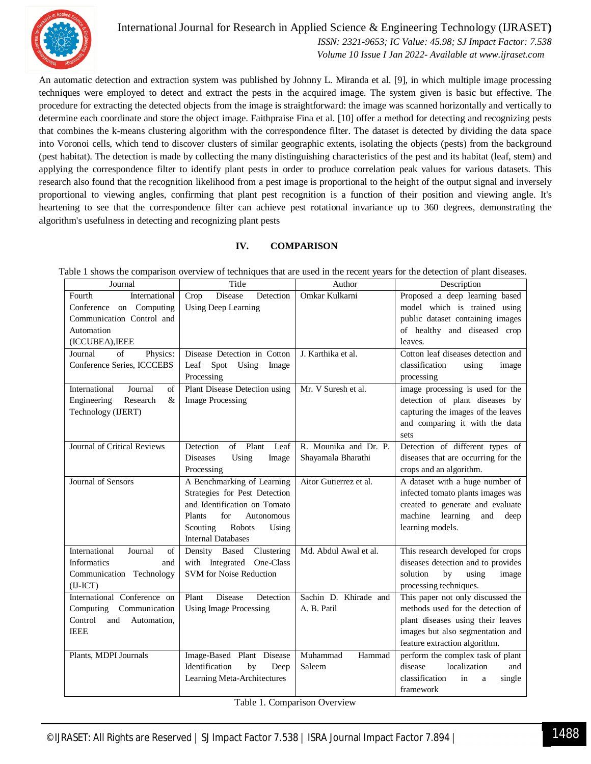An automatic detection and extraction system was published by Johnny L. Miranda et al. [9], in which multiple image processing techniques were employed to detect and extract the pests in the acquired image. The system given is basic but effective. The procedure for extracting the detected objects from the image is straightforward: the image was scanned horizontally and vertically to determine each coordinate and store the object image. Faithpraise Fina et al. [10] offer a method for detecting and recognizing pests that combines the k-means clustering algorithm with the correspondence filter. The dataset is detected by dividing the data space into Voronoi cells, which tend to discover clusters of similar geographic extents, isolating the objects (pests) from the background (pest habitat). The detection is made by collecting the many distinguishing characteristics of the pest and its habitat (leaf, stem) and applying the correspondence filter to identify plant pests in order to produce correlation peak values for various datasets. This research also found that the recognition likelihood from a pest image is proportional to the height of the output signal and inversely proportional to viewing angles, confirming that plant pest recognition is a function of their position and viewing angle. It's heartening to see that the correspondence filter can achieve pest rotational invariance up to 360 degrees, demonstrating the algorithm's usefulness in detecting and recognizing plant pests

## IV. COMPARISON

Table 1 shows the comparison overview of techniques that are used in the recent years for the detection of plant diseases.

| Journal | Title | Author | Description |
|---|---|---|---|
| Fourth International Conference on Computing Communication Control and Automation (ICCUBEA),IEEE | Crop Disease Detection Using Deep Learning | Omkar Kulkarni | Proposed a deep learning based model which is trained using public dataset containing images of healthy and diseased crop leaves. |
| Journal of Physics: Conference Series, ICCCEBS | Disease Detection in Cotton Leaf Spot Using Image Processing | J. Karthika et al. | Cotton leaf diseases detection and classification using image processing |
| International Journal of Engineering Research & Technology (IJERT) | Plant Disease Detection using Image Processing | Mr. V Suresh et al. | image processing is used for the detection of plant diseases by capturing the images of the leaves and comparing it with the data sets |
| Journal of Critical Reviews | Detection of Plant Leaf Diseases Using Image Processing | R. Mounika and Dr. P. Shayamala Bharathi | Detection of different types of diseases that are occurring for the crops and an algorithm. |
| Journal of Sensors | A Benchmarking of Learning Strategies for Pest Detection and Identification on Tomato Plants for Autonomous Scouting Robots Using Internal Databases | Aitor Gutierrez et al. | A dataset with a huge number of infected tomato plants images was created to generate and evaluate machine learning and deep learning models. |
| International Journal of Informatics and Communication Technology (IJ-ICT) | Density Based Clustering with Integrated One-Class SVM for Noise Reduction | Md. Abdul Awal et al. | This research developed for crops diseases detection and to provides solution by using image processing techniques. |
| International Conference on Computing Communication Control and Automation, IEEE | Plant Disease Detection Using Image Processing | Sachin D. Khirade and A. B. Patil | This paper not only discussed the methods used for the detection of plant diseases using their leaves images but also segmentation and feature extraction algorithm. |
| Plants, MDPI Journals | Image-Based Plant Disease Identification by Deep Learning Meta-Architectures | Muhammad Hammad Saleem | perform the complex task of plant disease localization and classification in a single framework |

Table 1. Comparison Overview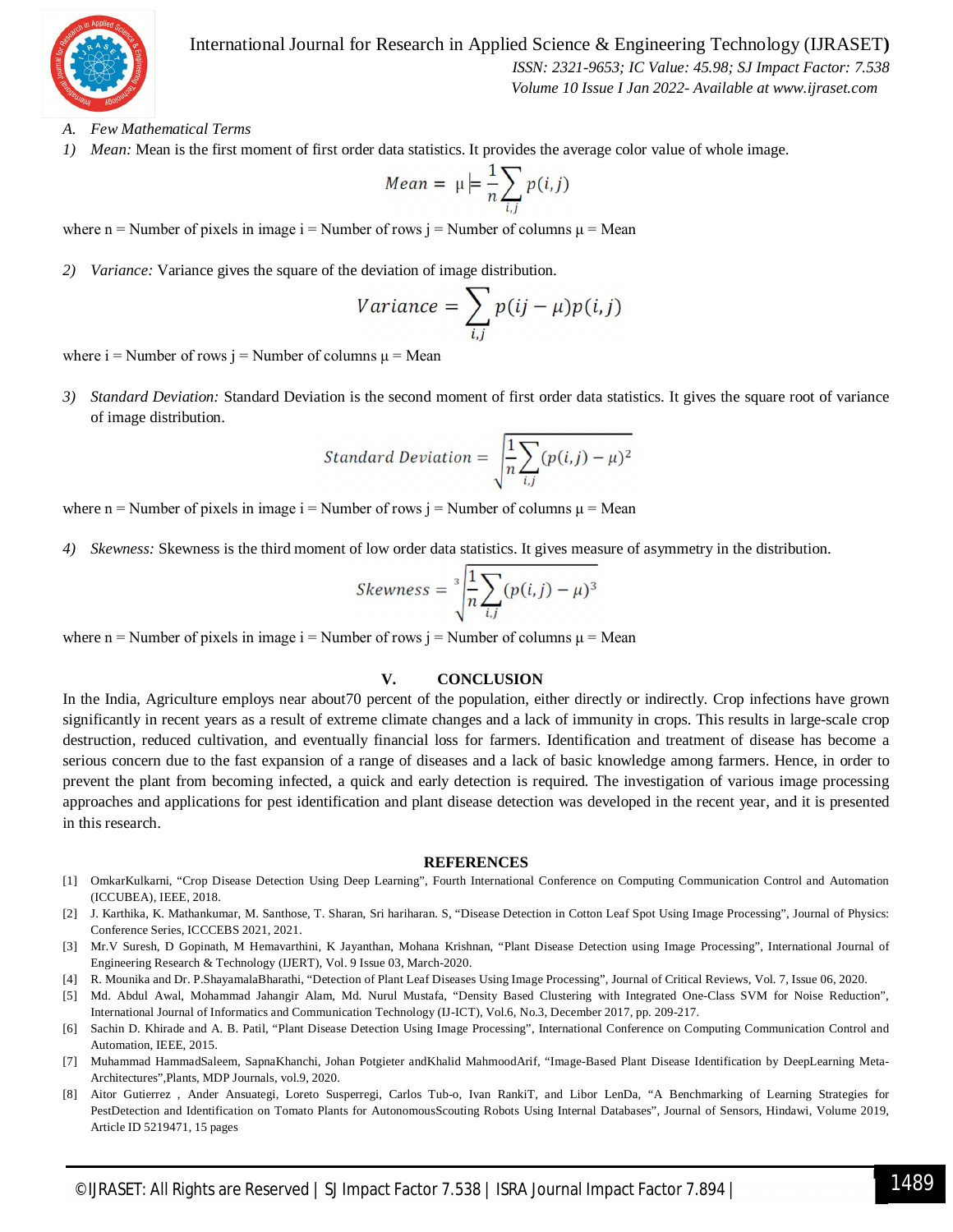### A. *Few Mathematical Terms*

1) *Mean:* Mean is the first moment of first order data statistics. It provides the average color value of whole image.

$$Mean = \mu \models \frac{1}{n}\sum_{i,j} p(i,j)$$

where n = Number of pixels in image i = Number of rows j = Number of columns μ = Mean

2) *Variance:* Variance gives the square of the deviation of image distribution.

$$Variance = \sum_{i,j} p(ij - \mu)p(i,j)$$

where i = Number of rows j = Number of columns μ = Mean

3) *Standard Deviation:* Standard Deviation is the second moment of first order data statistics. It gives the square root of variance of image distribution.

$$Standard\ Deviation = \sqrt{\frac{1}{n}\sum_{i,j}(p(i,j) - \mu)^2}$$

where n = Number of pixels in image i = Number of rows j = Number of columns μ = Mean

4) *Skewness:* Skewness is the third moment of low order data statistics. It gives measure of asymmetry in the distribution.

$$Skewness = \sqrt[3]{\frac{1}{n}\sum_{i,j}(p(i,j) - \mu)^3}$$

where n = Number of pixels in image i = Number of rows j = Number of columns μ = Mean

## V. CONCLUSION

In the India, Agriculture employs near about70 percent of the population, either directly or indirectly. Crop infections have grown significantly in recent years as a result of extreme climate changes and a lack of immunity in crops. This results in large-scale crop destruction, reduced cultivation, and eventually financial loss for farmers. Identification and treatment of disease has become a serious concern due to the fast expansion of a range of diseases and a lack of basic knowledge among farmers. Hence, in order to prevent the plant from becoming infected, a quick and early detection is required. The investigation of various image processing approaches and applications for pest identification and plant disease detection was developed in the recent year, and it is presented in this research.

## REFERENCES

[1] OmkarKulkarni, "Crop Disease Detection Using Deep Learning", Fourth International Conference on Computing Communication Control and Automation (ICCUBEA), IEEE, 2018.

[2] J. Karthika, K. Mathankumar, M. Santhose, T. Sharan, Sri hariharan. S, "Disease Detection in Cotton Leaf Spot Using Image Processing", Journal of Physics: Conference Series, ICCCEBS 2021, 2021.

[3] Mr.V Suresh, D Gopinath, M Hemavarthini, K Jayanthan, Mohana Krishnan, "Plant Disease Detection using Image Processing", International Journal of Engineering Research & Technology (IJERT), Vol. 9 Issue 03, March-2020.

[4] R. Mounika and Dr. P.ShayamalaBharathi, "Detection of Plant Leaf Diseases Using Image Processing", Journal of Critical Reviews, Vol. 7, Issue 06, 2020.

[5] Md. Abdul Awal, Mohammad Jahangir Alam, Md. Nurul Mustafa, "Density Based Clustering with Integrated One-Class SVM for Noise Reduction", International Journal of Informatics and Communication Technology (IJ-ICT), Vol.6, No.3, December 2017, pp. 209-217.

[6] Sachin D. Khirade and A. B. Patil, "Plant Disease Detection Using Image Processing", International Conference on Computing Communication Control and Automation, IEEE, 2015.

[7] Muhammad HammadSaleem, SapnaKhanchi, Johan Potgieter andKhalid MahmoodArif, "Image-Based Plant Disease Identification by DeepLearning Meta-Architectures",Plants, MDP Journals, vol.9, 2020.

[8] Aitor Gutierrez , Ander Ansuategi, Loreto Susperregi, Carlos Tub-o, Ivan RankiT, and Libor LenDa, "A Benchmarking of Learning Strategies for PestDetection and Identification on Tomato Plants for AutonomousScouting Robots Using Internal Databases", Journal of Sensors, Hindawi, Volume 2019, Article ID 5219471, 15 pages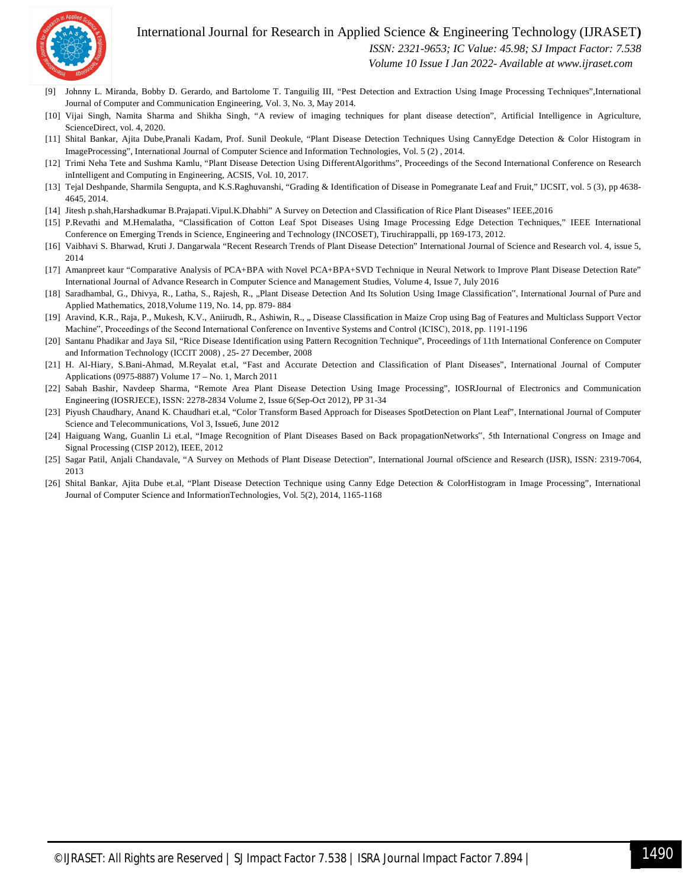[9] Johnny L. Miranda, Bobby D. Gerardo, and Bartolome T. Tanguilig III, “Pest Detection and Extraction Using Image Processing Techniques”,International Journal of Computer and Communication Engineering, Vol. 3, No. 3, May 2014.

[10] Vijai Singh, Namita Sharma and Shikha Singh, “A review of imaging techniques for plant disease detection”, Artificial Intelligence in Agriculture, ScienceDirect, vol. 4, 2020.

[11] Shital Bankar, Ajita Dube,Pranali Kadam, Prof. Sunil Deokule, “Plant Disease Detection Techniques Using CannyEdge Detection & Color Histogram in ImageProcessing”, International Journal of Computer Science and Information Technologies, Vol. 5 (2) , 2014.

[12] Trimi Neha Tete and Sushma Kamlu, “Plant Disease Detection Using DifferentAlgorithms”, Proceedings of the Second International Conference on Research inIntelligent and Computing in Engineering, ACSIS, Vol. 10, 2017.

[13] Tejal Deshpande, Sharmila Sengupta, and K.S.Raghuvanshi, “Grading & Identification of Disease in Pomegranate Leaf and Fruit,” IJCSIT, vol. 5 (3), pp 4638-4645, 2014.

[14] Jitesh p.shah,Harshadkumar B.Prajapati.Vipul.K.Dhabhi” A Survey on Detection and Classification of Rice Plant Diseases” IEEE,2016

[15] P.Revathi and M.Hemalatha, “Classification of Cotton Leaf Spot Diseases Using Image Processing Edge Detection Techniques,” IEEE International Conference on Emerging Trends in Science, Engineering and Technology (INCOSET), Tiruchirappalli, pp 169-173, 2012.

[16] Vaibhavi S. Bharwad, Kruti J. Dangarwala “Recent Research Trends of Plant Disease Detection” International Journal of Science and Research vol. 4, issue 5, 2014

[17] Amanpreet kaur “Comparative Analysis of PCA+BPA with Novel PCA+BPA+SVD Technique in Neural Network to Improve Plant Disease Detection Rate” International Journal of Advance Research in Computer Science and Management Studies, Volume 4, Issue 7, July 2016

[18] Saradhambal, G., Dhivya, R., Latha, S., Rajesh, R., „Plant Disease Detection And Its Solution Using Image Classification‟, International Journal of Pure and Applied Mathematics, 2018,Volume 119, No. 14, pp. 879- 884

[19] Aravind, K.R., Raja, P., Mukesh, K.V., Aniirudh, R., Ashiwin, R., „ Disease Classification in Maize Crop using Bag of Features and Multiclass Support Vector Machine‟, Proceedings of the Second International Conference on Inventive Systems and Control (ICISC), 2018, pp. 1191-1196

[20] Santanu Phadikar and Jaya Sil, “Rice Disease Identification using Pattern Recognition Technique”, Proceedings of 11th International Conference on Computer and Information Technology (ICCIT 2008) , 25- 27 December, 2008

[21] H. Al-Hiary, S.Bani-Ahmad, M.Reyalat et.al, “Fast and Accurate Detection and Classification of Plant Diseases”, International Journal of Computer Applications (0975-8887) Volume 17 – No. 1, March 2011

[22] Sabah Bashir, Navdeep Sharma, “Remote Area Plant Disease Detection Using Image Processing”, IOSRJournal of Electronics and Communication Engineering (IOSRJECE), ISSN: 2278-2834 Volume 2, Issue 6(Sep-Oct 2012), PP 31-34

[23] Piyush Chaudhary, Anand K. Chaudhari et.al, “Color Transform Based Approach for Diseases SpotDetection on Plant Leaf”, International Journal of Computer Science and Telecommunications, Vol 3, Issue6, June 2012

[24] Haiguang Wang, Guanlin Li et.al, “Image Recognition of Plant Diseases Based on Back propagationNetworks‟, 5th International Congress on Image and Signal Processing (CISP 2012), IEEE, 2012

[25] Sagar Patil, Anjali Chandavale, “A Survey on Methods of Plant Disease Detection”, International Journal ofScience and Research (IJSR), ISSN: 2319-7064, 2013

[26] Shital Bankar, Ajita Dube et.al, “Plant Disease Detection Technique using Canny Edge Detection & ColorHistogram in Image Processing”, International Journal of Computer Science and InformationTechnologies, Vol. 5(2), 2014, 1165-1168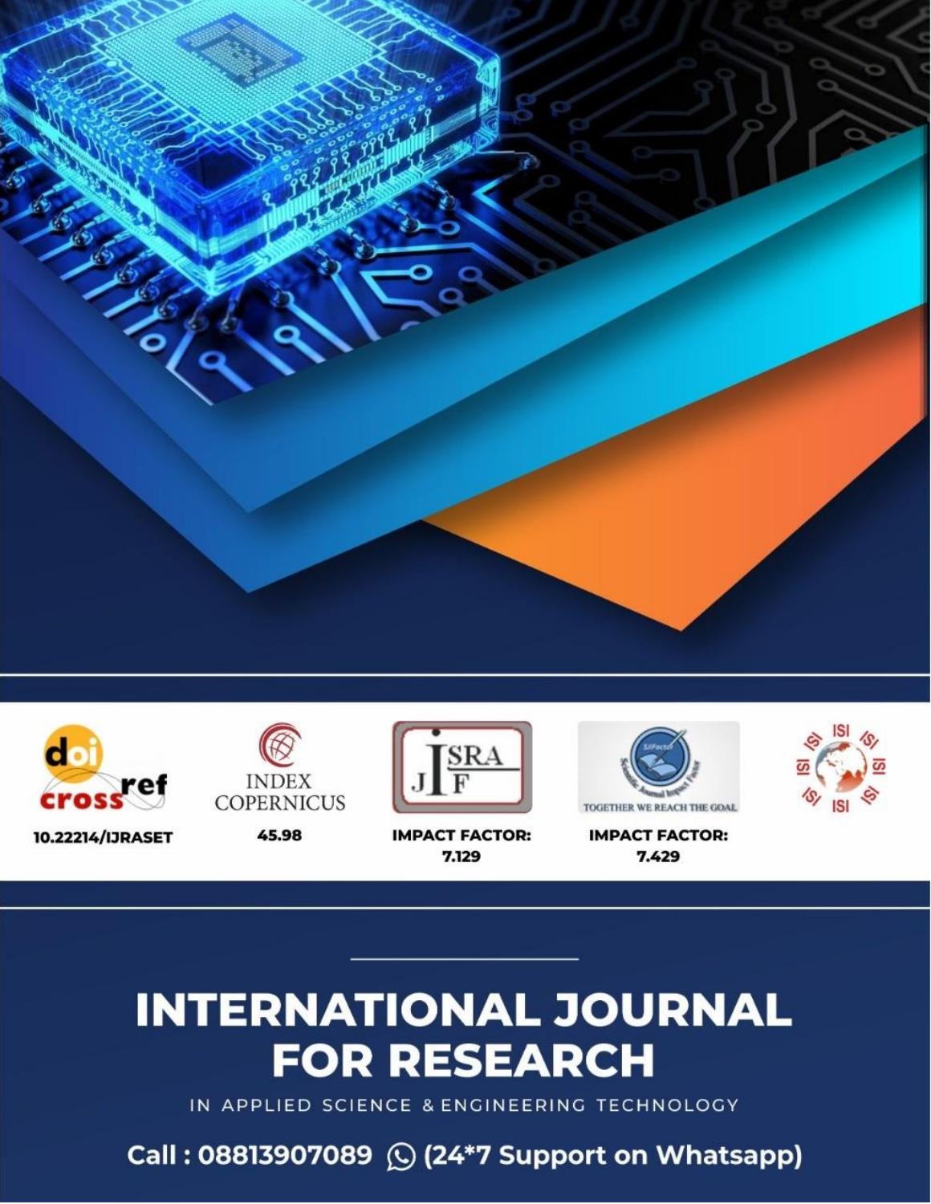10.22214/IJRASET

45.98

IMPACT FACTOR: 7.129

IMPACT FACTOR: 7.429

# INTERNATIONAL JOURNAL FOR RESEARCH

IN APPLIED SCIENCE & ENGINEERING TECHNOLOGY

Call : 08813907089 (24*7 Support on Whatsapp)